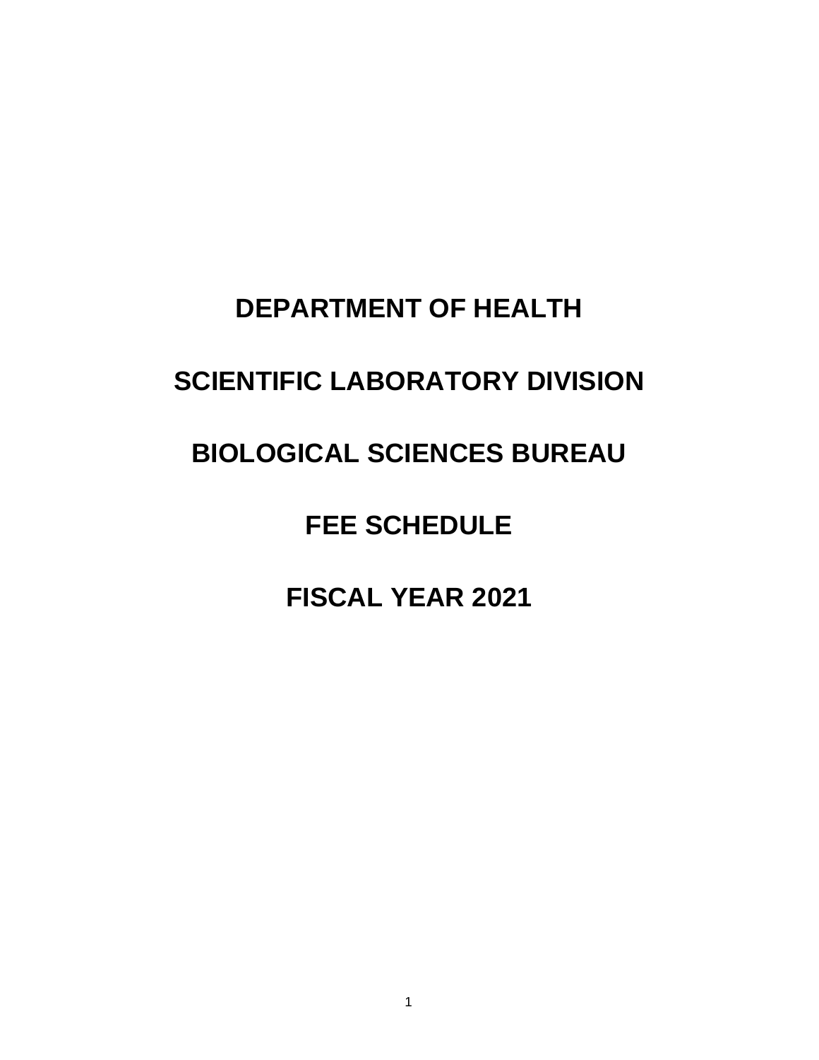# DEPARTMENT OF HEALTH

# SCIENTIFIC LABORATORY DIVISION

# BIOLOGICAL SCIENCES BUREAU

# FEE SCHEDULE

# FISCAL YEAR 2021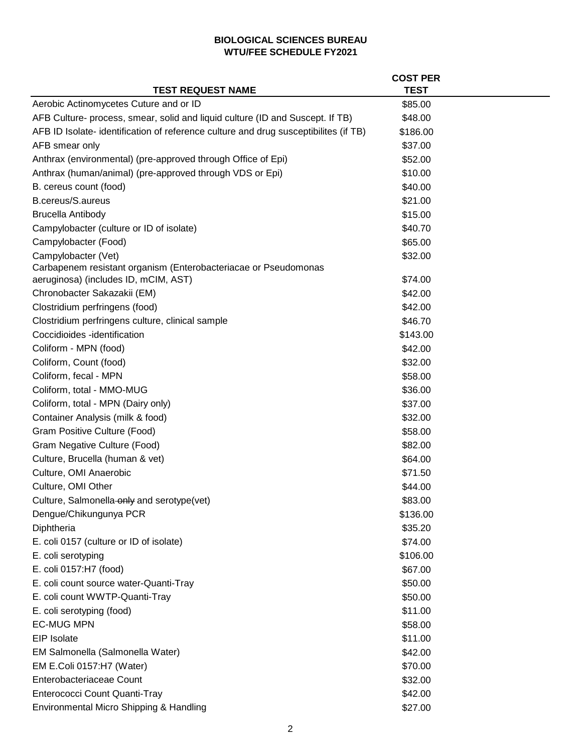**BIOLOGICAL SCIENCES BUREAU**
**WTU/FEE SCHEDULE FY2021**

| TEST REQUEST NAME | COST PER TEST |
|---|---|
| Aerobic Actinomycetes Cuture and or ID | $85.00 |
| AFB Culture- process, smear, solid and liquid culture (ID and Suscept. If TB) | $48.00 |
| AFB ID Isolate- identification of reference culture and drug susceptibilites (if TB) | $186.00 |
| AFB smear only | $37.00 |
| Anthrax (environmental) (pre-approved through Office of Epi) | $52.00 |
| Anthrax (human/animal) (pre-approved through VDS or Epi) | $10.00 |
| B. cereus count (food) | $40.00 |
| B.cereus/S.aureus | $21.00 |
| Brucella Antibody | $15.00 |
| Campylobacter (culture or ID of isolate) | $40.70 |
| Campylobacter (Food) | $65.00 |
| Campylobacter (Vet) | $32.00 |
| Carbapenem resistant organism (Enterobacteriacae or Pseudomonas aeruginosa) (includes ID, mCIM, AST) | $74.00 |
| Chronobacter Sakazakii (EM) | $42.00 |
| Clostridium perfringens (food) | $42.00 |
| Clostridium perfringens culture, clinical sample | $46.70 |
| Coccidioides -identification | $143.00 |
| Coliform - MPN (food) | $42.00 |
| Coliform, Count (food) | $32.00 |
| Coliform, fecal - MPN | $58.00 |
| Coliform, total - MMO-MUG | $36.00 |
| Coliform, total - MPN (Dairy only) | $37.00 |
| Container Analysis (milk & food) | $32.00 |
| Gram Positive Culture (Food) | $58.00 |
| Gram Negative Culture (Food) | $82.00 |
| Culture, Brucella (human & vet) | $64.00 |
| Culture, OMI Anaerobic | $71.50 |
| Culture, OMI Other | $44.00 |
| Culture, Salmonella ~~only~~ and serotype(vet) | $83.00 |
| Dengue/Chikungunya PCR | $136.00 |
| Diphtheria | $35.20 |
| E. coli 0157 (culture or ID of isolate) | $74.00 |
| E. coli serotyping | $106.00 |
| E. coli 0157:H7 (food) | $67.00 |
| E. coli count source water-Quanti-Tray | $50.00 |
| E. coli count WWTP-Quanti-Tray | $50.00 |
| E. coli serotyping (food) | $11.00 |
| EC-MUG MPN | $58.00 |
| EIP Isolate | $11.00 |
| EM Salmonella (Salmonella Water) | $42.00 |
| EM E.Coli 0157:H7 (Water) | $70.00 |
| Enterobacteriaceae Count | $32.00 |
| Enterococci Count Quanti-Tray | $42.00 |
| Environmental Micro Shipping & Handling | $27.00 |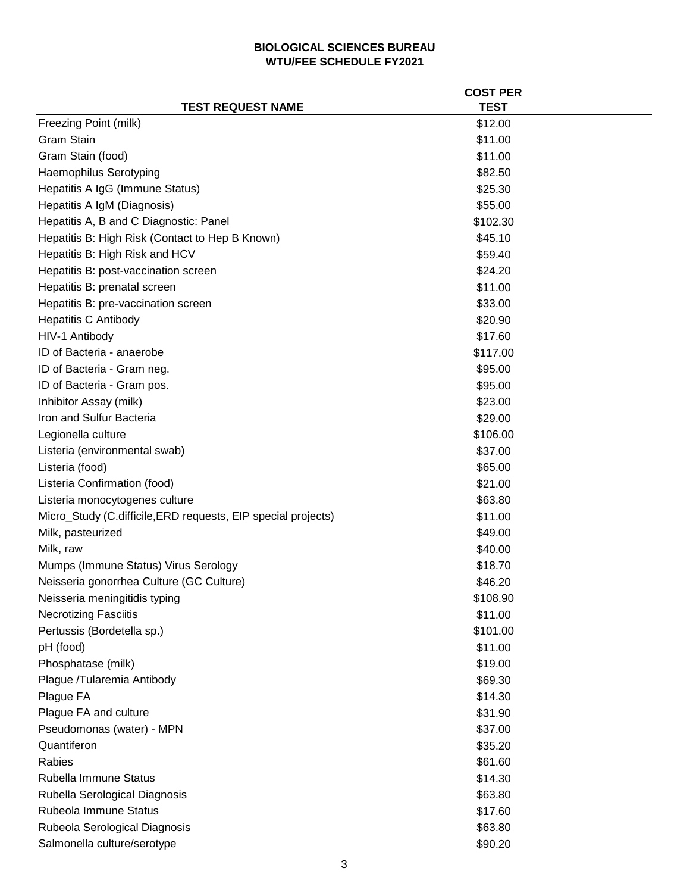**BIOLOGICAL SCIENCES BUREAU**
**WTU/FEE SCHEDULE FY2021**

| TEST REQUEST NAME | COST PER TEST |
|---|---|
| Freezing Point (milk) | $12.00 |
| Gram Stain | $11.00 |
| Gram Stain (food) | $11.00 |
| Haemophilus Serotyping | $82.50 |
| Hepatitis A IgG (Immune Status) | $25.30 |
| Hepatitis A IgM (Diagnosis) | $55.00 |
| Hepatitis A, B and C Diagnostic: Panel | $102.30 |
| Hepatitis B: High Risk (Contact to Hep B Known) | $45.10 |
| Hepatitis B: High Risk and HCV | $59.40 |
| Hepatitis B: post-vaccination screen | $24.20 |
| Hepatitis B: prenatal screen | $11.00 |
| Hepatitis B: pre-vaccination screen | $33.00 |
| Hepatitis C Antibody | $20.90 |
| HIV-1 Antibody | $17.60 |
| ID of Bacteria - anaerobe | $117.00 |
| ID of Bacteria - Gram neg. | $95.00 |
| ID of Bacteria - Gram pos. | $95.00 |
| Inhibitor Assay (milk) | $23.00 |
| Iron and Sulfur Bacteria | $29.00 |
| Legionella culture | $106.00 |
| Listeria (environmental swab) | $37.00 |
| Listeria (food) | $65.00 |
| Listeria Confirmation (food) | $21.00 |
| Listeria monocytogenes culture | $63.80 |
| Micro_Study (C.difficile,ERD requests, EIP special projects) | $11.00 |
| Milk, pasteurized | $49.00 |
| Milk, raw | $40.00 |
| Mumps (Immune Status) Virus Serology | $18.70 |
| Neisseria gonorrhea Culture (GC Culture) | $46.20 |
| Neisseria meningitidis typing | $108.90 |
| Necrotizing Fasciitis | $11.00 |
| Pertussis (Bordetella sp.) | $101.00 |
| pH (food) | $11.00 |
| Phosphatase (milk) | $19.00 |
| Plague /Tularemia Antibody | $69.30 |
| Plague FA | $14.30 |
| Plague FA and culture | $31.90 |
| Pseudomonas (water) - MPN | $37.00 |
| Quantiferon | $35.20 |
| Rabies | $61.60 |
| Rubella Immune Status | $14.30 |
| Rubella Serological Diagnosis | $63.80 |
| Rubeola Immune Status | $17.60 |
| Rubeola Serological Diagnosis | $63.80 |
| Salmonella culture/serotype | $90.20 |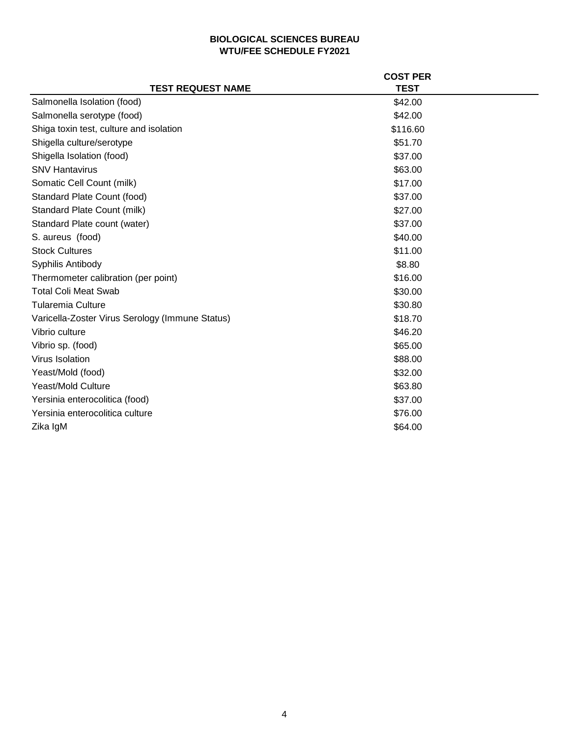**BIOLOGICAL SCIENCES BUREAU**
**WTU/FEE SCHEDULE FY2021**

| TEST REQUEST NAME | COST PER TEST |
|---|---|
| Salmonella Isolation (food) | $42.00 |
| Salmonella serotype (food) | $42.00 |
| Shiga toxin test, culture and isolation | $116.60 |
| Shigella culture/serotype | $51.70 |
| Shigella Isolation (food) | $37.00 |
| SNV Hantavirus | $63.00 |
| Somatic Cell Count (milk) | $17.00 |
| Standard Plate Count (food) | $37.00 |
| Standard Plate Count (milk) | $27.00 |
| Standard Plate count (water) | $37.00 |
| S. aureus (food) | $40.00 |
| Stock Cultures | $11.00 |
| Syphilis Antibody | $8.80 |
| Thermometer calibration (per point) | $16.00 |
| Total Coli Meat Swab | $30.00 |
| Tularemia Culture | $30.80 |
| Varicella-Zoster Virus Serology (Immune Status) | $18.70 |
| Vibrio culture | $46.20 |
| Vibrio sp. (food) | $65.00 |
| Virus Isolation | $88.00 |
| Yeast/Mold (food) | $32.00 |
| Yeast/Mold Culture | $63.80 |
| Yersinia enterocolitica (food) | $37.00 |
| Yersinia enterocolitica culture | $76.00 |
| Zika IgM | $64.00 |